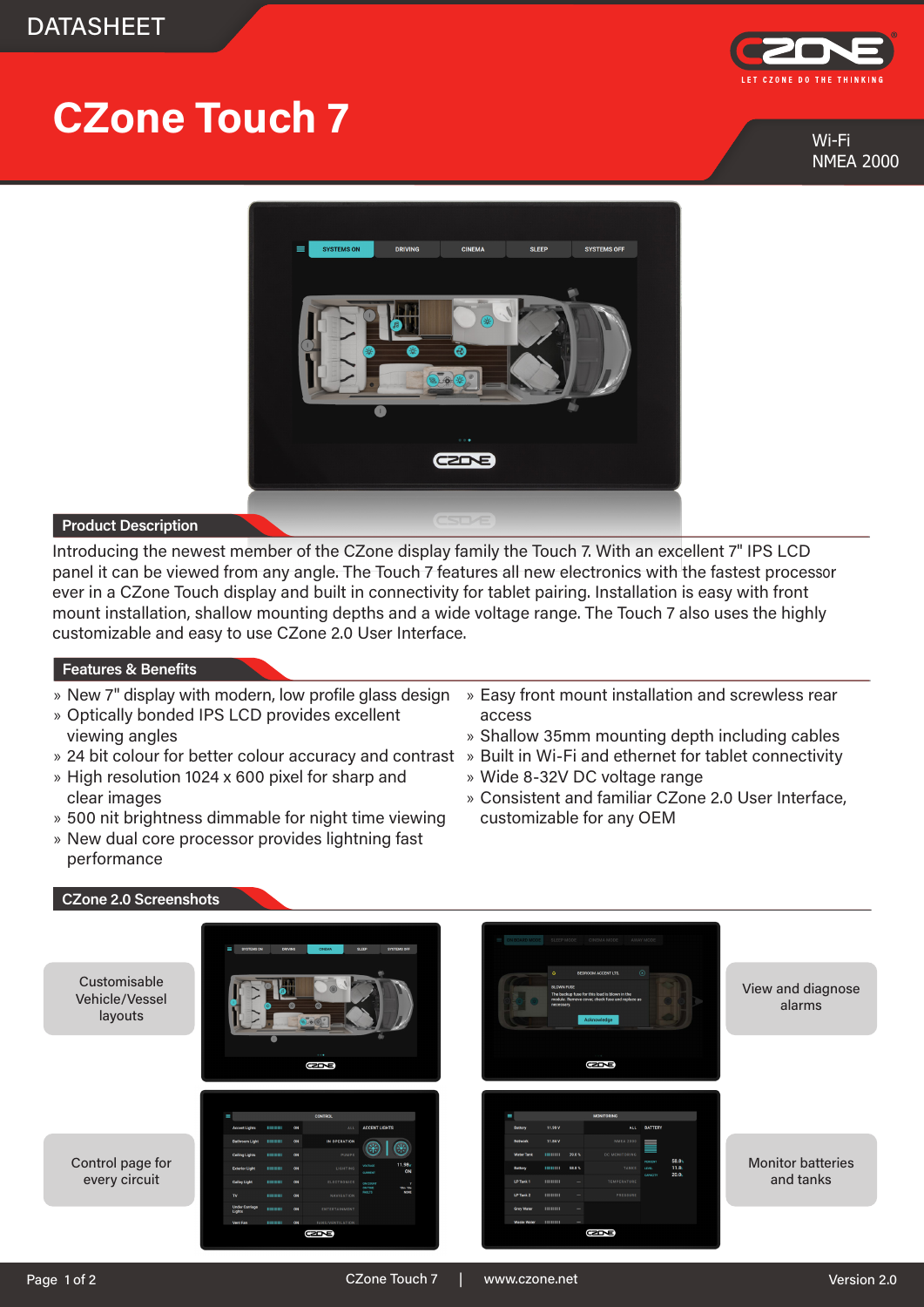DATASHEET

# CZone Touch 7

Wi-Fi
NMEA 2000

## Product Description

Introducing the newest member of the CZone display family the Touch 7. With an excellent 7" IPS LCD panel it can be viewed from any angle. The Touch 7 features all new electronics with the fastest processor ever in a CZone Touch display and built in connectivity for tablet pairing. Installation is easy with front mount installation, shallow mounting depths and a wide voltage range. The Touch 7 also uses the highly customizable and easy to use CZone 2.0 User Interface.

## Features & Benefits

- New 7" display with modern, low profile glass design
- Optically bonded IPS LCD provides excellent viewing angles
- 24 bit colour for better colour accuracy and contrast
- High resolution 1024 x 600 pixel for sharp and clear images
- 500 nit brightness dimmable for night time viewing
- New dual core processor provides lightning fast performance
- Easy front mount installation and screwless rear access
- Shallow 35mm mounting depth including cables
- Built in Wi-Fi and ethernet for tablet connectivity
- Wide 8-32V DC voltage range
- Consistent and familiar CZone 2.0 User Interface, customizable for any OEM

## CZone 2.0 Screenshots

Customisable Vehicle/Vessel layouts

View and diagnose alarms

Control page for every circuit

Monitor batteries and tanks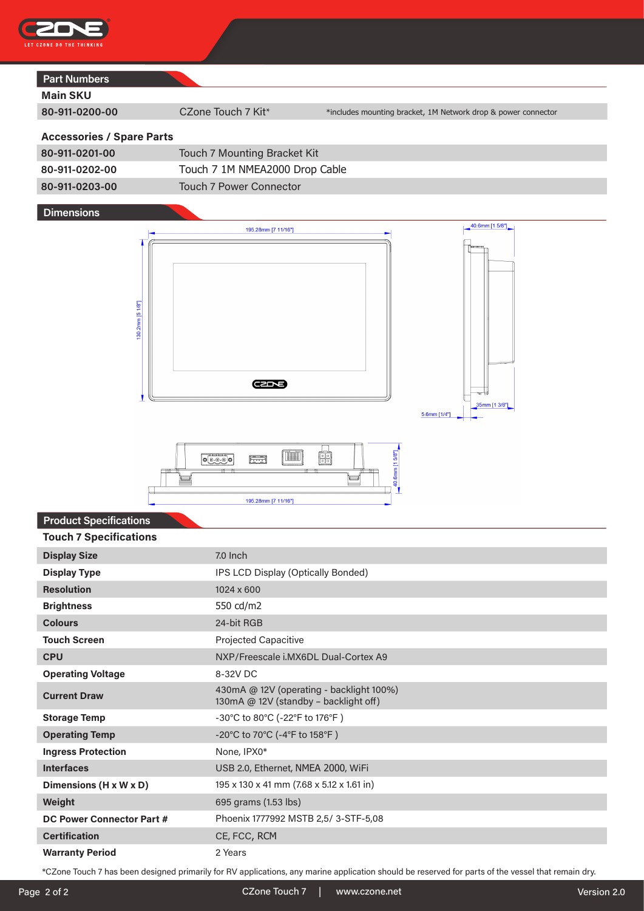## Part Numbers

**Main SKU**

| | | |
|---|---|---|
| 80-911-0200-00 | CZone Touch 7 Kit* | *includes mounting bracket, 1M Network drop & power connector |

**Accessories / Spare Parts**

| | |
|---|---|
| 80-911-0201-00 | Touch 7 Mounting Bracket Kit |
| 80-911-0202-00 | Touch 7 1M NMEA2000 Drop Cable |
| 80-911-0203-00 | Touch 7 Power Connector |

## Dimensions

195.28mm [7 11/16"]

130.2mm [5 1/8"]

40.6mm [1 5/8"]

35mm [1 3/8"]

5.6mm [1/4"]

40.6mm [1 5/8"]

195.28mm [7 11/16"]

## Product Specifications

**Touch 7 Specifications**

| | |
|---|---|
| **Display Size** | 7.0 Inch |
| **Display Type** | IPS LCD Display (Optically Bonded) |
| **Resolution** | 1024 x 600 |
| **Brightness** | 550 cd/m2 |
| **Colours** | 24-bit RGB |
| **Touch Screen** | Projected Capacitive |
| **CPU** | NXP/Freescale i.MX6DL Dual-Cortex A9 |
| **Operating Voltage** | 8-32V DC |
| **Current Draw** | 430mA @ 12V (operating - backlight 100%)<br>130mA @ 12V (standby – backlight off) |
| **Storage Temp** | -30°C to 80°C (-22°F to 176°F ) |
| **Operating Temp** | -20°C to 70°C (-4°F to 158°F ) |
| **Ingress Protection** | None, IPX0* |
| **Interfaces** | USB 2.0, Ethernet, NMEA 2000, WiFi |
| **Dimensions (H x W x D)** | 195 x 130 x 41 mm (7.68 x 5.12 x 1.61 in) |
| **Weight** | 695 grams (1.53 lbs) |
| **DC Power Connector Part #** | Phoenix 1777992 MSTB 2,5/ 3-STF-5,08 |
| **Certification** | CE, FCC, RCM |
| **Warranty Period** | 2 Years |

*CZone Touch 7 has been designed primarily for RV applications, any marine application should be reserved for parts of the vessel that remain dry.